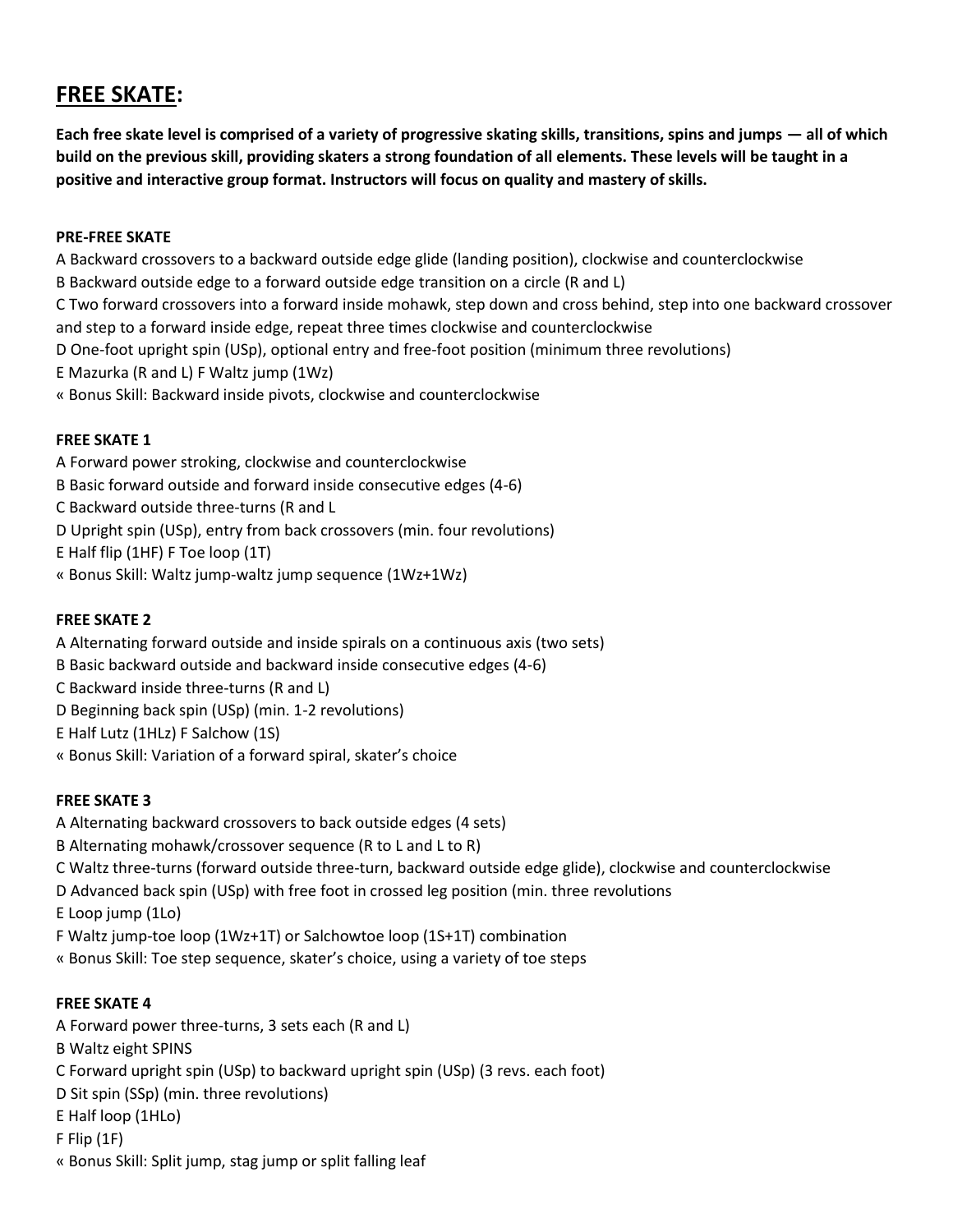## FREE SKATE:

**Each free skate level is comprised of a variety of progressive skating skills, transitions, spins and jumps — all of which build on the previous skill, providing skaters a strong foundation of all elements. These levels will be taught in a positive and interactive group format. Instructors will focus on quality and mastery of skills.**

**PRE-FREE SKATE**

A Backward crossovers to a backward outside edge glide (landing position), clockwise and counterclockwise
B Backward outside edge to a forward outside edge transition on a circle (R and L)
C Two forward crossovers into a forward inside mohawk, step down and cross behind, step into one backward crossover and step to a forward inside edge, repeat three times clockwise and counterclockwise
D One-foot upright spin (USp), optional entry and free-foot position (minimum three revolutions)
E Mazurka (R and L) F Waltz jump (1Wz)
« Bonus Skill: Backward inside pivots, clockwise and counterclockwise

**FREE SKATE 1**

A Forward power stroking, clockwise and counterclockwise
B Basic forward outside and forward inside consecutive edges (4-6)
C Backward outside three-turns (R and L
D Upright spin (USp), entry from back crossovers (min. four revolutions)
E Half flip (1HF) F Toe loop (1T)
« Bonus Skill: Waltz jump-waltz jump sequence (1Wz+1Wz)

**FREE SKATE 2**

A Alternating forward outside and inside spirals on a continuous axis (two sets)
B Basic backward outside and backward inside consecutive edges (4-6)
C Backward inside three-turns (R and L)
D Beginning back spin (USp) (min. 1-2 revolutions)
E Half Lutz (1HLz) F Salchow (1S)
« Bonus Skill: Variation of a forward spiral, skater's choice

**FREE SKATE 3**

A Alternating backward crossovers to back outside edges (4 sets)
B Alternating mohawk/crossover sequence (R to L and L to R)
C Waltz three-turns (forward outside three-turn, backward outside edge glide), clockwise and counterclockwise
D Advanced back spin (USp) with free foot in crossed leg position (min. three revolutions
E Loop jump (1Lo)
F Waltz jump-toe loop (1Wz+1T) or Salchowtoe loop (1S+1T) combination
« Bonus Skill: Toe step sequence, skater's choice, using a variety of toe steps

**FREE SKATE 4**

A Forward power three-turns, 3 sets each (R and L)
B Waltz eight SPINS
C Forward upright spin (USp) to backward upright spin (USp) (3 revs. each foot)
D Sit spin (SSp) (min. three revolutions)
E Half loop (1HLo)
F Flip (1F)
« Bonus Skill: Split jump, stag jump or split falling leaf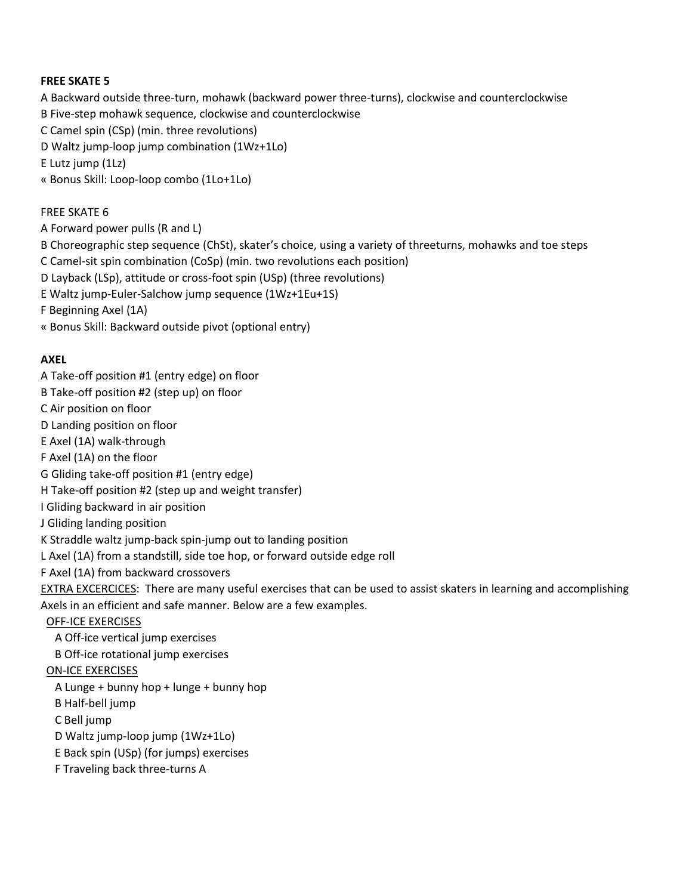**FREE SKATE 5**

A Backward outside three-turn, mohawk (backward power three-turns), clockwise and counterclockwise
B Five-step mohawk sequence, clockwise and counterclockwise
C Camel spin (CSp) (min. three revolutions)
D Waltz jump-loop jump combination (1Wz+1Lo)
E Lutz jump (1Lz)
« Bonus Skill: Loop-loop combo (1Lo+1Lo)

FREE SKATE 6

A Forward power pulls (R and L)
B Choreographic step sequence (ChSt), skater's choice, using a variety of threeturns, mohawks and toe steps
C Camel-sit spin combination (CoSp) (min. two revolutions each position)
D Layback (LSp), attitude or cross-foot spin (USp) (three revolutions)
E Waltz jump-Euler-Salchow jump sequence (1Wz+1Eu+1S)
F Beginning Axel (1A)
« Bonus Skill: Backward outside pivot (optional entry)

**AXEL**

A Take-off position #1 (entry edge) on floor
B Take-off position #2 (step up) on floor
C Air position on floor
D Landing position on floor
E Axel (1A) walk-through
F Axel (1A) on the floor
G Gliding take-off position #1 (entry edge)
H Take-off position #2 (step up and weight transfer)
I Gliding backward in air position
J Gliding landing position
K Straddle waltz jump-back spin-jump out to landing position
L Axel (1A) from a standstill, side toe hop, or forward outside edge roll
F Axel (1A) from backward crossovers

<u>EXTRA EXCERCICES</u>: There are many useful exercises that can be used to assist skaters in learning and accomplishing Axels in an efficient and safe manner. Below are a few examples.

<u>OFF-ICE EXERCISES</u>

A Off-ice vertical jump exercises
B Off-ice rotational jump exercises

<u>ON-ICE EXERCISES</u>

A Lunge + bunny hop + lunge + bunny hop
B Half-bell jump
C Bell jump
D Waltz jump-loop jump (1Wz+1Lo)
E Back spin (USp) (for jumps) exercises
F Traveling back three-turns A